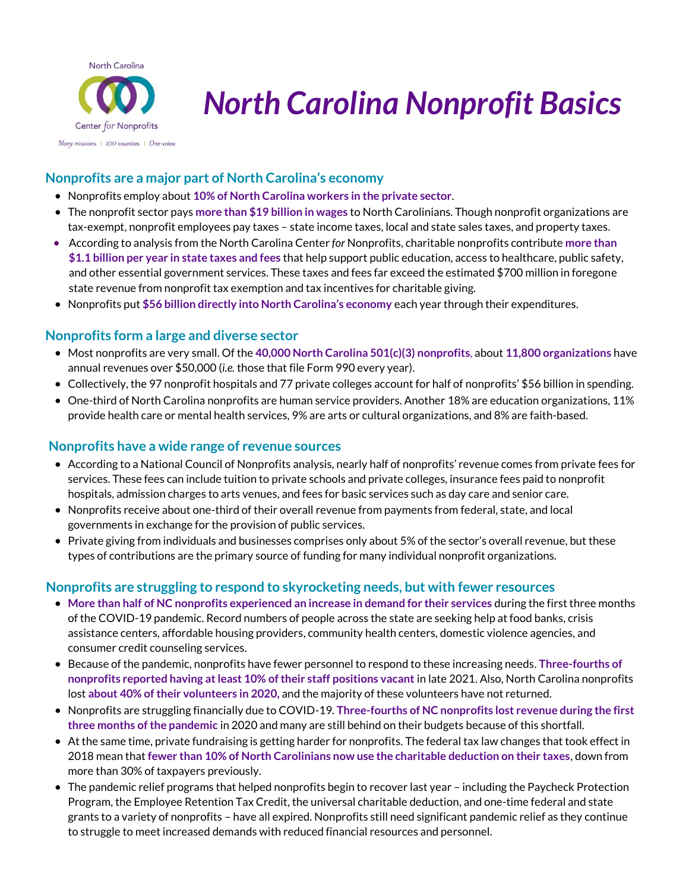North Carolina Center *for* Nonprofits

*Many missions | 100 counties | One voice*

# *North Carolina Nonprofit Basics*

## Nonprofits are a major part of North Carolina's economy

- Nonprofits employ about **10% of North Carolina workers in the private sector**.
- The nonprofit sector pays **more than $19 billion in wages** to North Carolinians. Though nonprofit organizations are tax-exempt, nonprofit employees pay taxes – state income taxes, local and state sales taxes, and property taxes.
- According to analysis from the North Carolina Center *for* Nonprofits, charitable nonprofits contribute **more than $1.1 billion per year in state taxes and fees** that help support public education, access to healthcare, public safety, and other essential government services. These taxes and fees far exceed the estimated $700 million in foregone state revenue from nonprofit tax exemption and tax incentives for charitable giving.
- Nonprofits put **$56 billion directly into North Carolina's economy** each year through their expenditures.

## Nonprofits form a large and diverse sector

- Most nonprofits are very small. Of the **40,000 North Carolina 501(c)(3) nonprofits**, about **11,800 organizations** have annual revenues over $50,000 (*i.e.* those that file Form 990 every year).
- Collectively, the 97 nonprofit hospitals and 77 private colleges account for half of nonprofits' $56 billion in spending.
- One-third of North Carolina nonprofits are human service providers. Another 18% are education organizations, 11% provide health care or mental health services, 9% are arts or cultural organizations, and 8% are faith-based.

## Nonprofits have a wide range of revenue sources

- According to a National Council of Nonprofits analysis, nearly half of nonprofits' revenue comes from private fees for services. These fees can include tuition to private schools and private colleges, insurance fees paid to nonprofit hospitals, admission charges to arts venues, and fees for basic services such as day care and senior care.
- Nonprofits receive about one-third of their overall revenue from payments from federal, state, and local governments in exchange for the provision of public services.
- Private giving from individuals and businesses comprises only about 5% of the sector's overall revenue, but these types of contributions are the primary source of funding for many individual nonprofit organizations.

## Nonprofits are struggling to respond to skyrocketing needs, but with fewer resources

- **More than half of NC nonprofits experienced an increase in demand for their services** during the first three months of the COVID-19 pandemic. Record numbers of people across the state are seeking help at food banks, crisis assistance centers, affordable housing providers, community health centers, domestic violence agencies, and consumer credit counseling services.
- Because of the pandemic, nonprofits have fewer personnel to respond to these increasing needs. **Three-fourths of nonprofits reported having at least 10% of their staff positions vacant** in late 2021. Also, North Carolina nonprofits lost **about 40% of their volunteers in 2020**, and the majority of these volunteers have not returned.
- Nonprofits are struggling financially due to COVID-19. **Three-fourths of NC nonprofits lost revenue during the first three months of the pandemic** in 2020 and many are still behind on their budgets because of this shortfall.
- At the same time, private fundraising is getting harder for nonprofits. The federal tax law changes that took effect in 2018 mean that **fewer than 10% of North Carolinians now use the charitable deduction on their taxes**, down from more than 30% of taxpayers previously.
- The pandemic relief programs that helped nonprofits begin to recover last year – including the Paycheck Protection Program, the Employee Retention Tax Credit, the universal charitable deduction, and one-time federal and state grants to a variety of nonprofits – have all expired. Nonprofits still need significant pandemic relief as they continue to struggle to meet increased demands with reduced financial resources and personnel.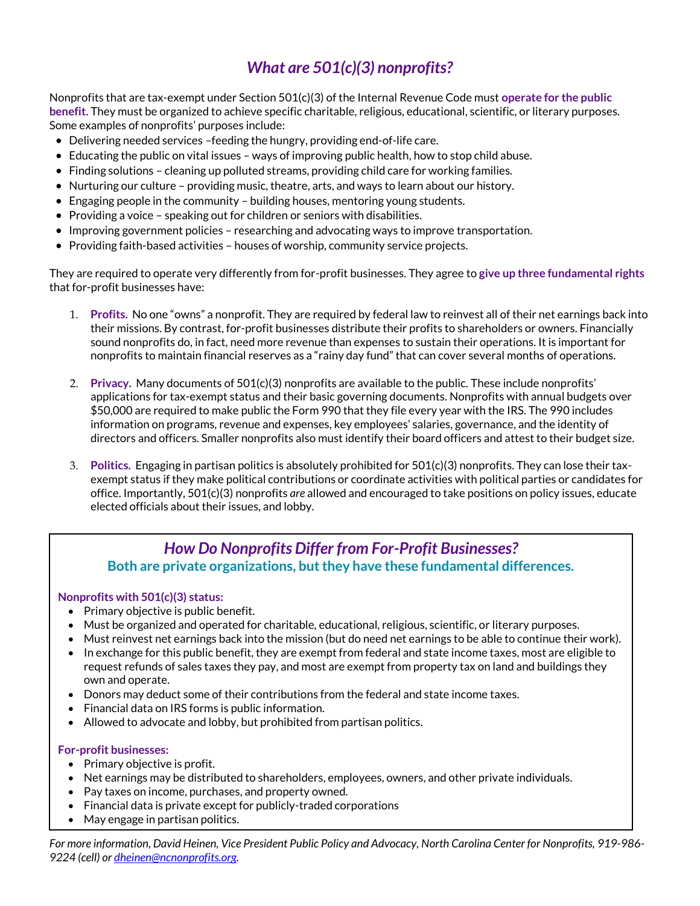## *What are 501(c)(3) nonprofits?*

Nonprofits that are tax-exempt under Section 501(c)(3) of the Internal Revenue Code must **operate for the public benefit**. They must be organized to achieve specific charitable, religious, educational, scientific, or literary purposes. Some examples of nonprofits' purposes include:

- Delivering needed services –feeding the hungry, providing end-of-life care.
- Educating the public on vital issues – ways of improving public health, how to stop child abuse.
- Finding solutions – cleaning up polluted streams, providing child care for working families.
- Nurturing our culture – providing music, theatre, arts, and ways to learn about our history.
- Engaging people in the community – building houses, mentoring young students.
- Providing a voice – speaking out for children or seniors with disabilities.
- Improving government policies – researching and advocating ways to improve transportation.
- Providing faith-based activities – houses of worship, community service projects.

They are required to operate very differently from for-profit businesses. They agree to **give up three fundamental rights** that for-profit businesses have:

1. **Profits.** No one "owns" a nonprofit. They are required by federal law to reinvest all of their net earnings back into their missions. By contrast, for-profit businesses distribute their profits to shareholders or owners. Financially sound nonprofits do, in fact, need more revenue than expenses to sustain their operations. It is important for nonprofits to maintain financial reserves as a "rainy day fund" that can cover several months of operations.

2. **Privacy.** Many documents of 501(c)(3) nonprofits are available to the public. These include nonprofits' applications for tax-exempt status and their basic governing documents. Nonprofits with annual budgets over $50,000 are required to make public the Form 990 that they file every year with the IRS. The 990 includes information on programs, revenue and expenses, key employees' salaries, governance, and the identity of directors and officers. Smaller nonprofits also must identify their board officers and attest to their budget size.

3. **Politics.** Engaging in partisan politics is absolutely prohibited for 501(c)(3) nonprofits. They can lose their tax-exempt status if they make political contributions or coordinate activities with political parties or candidates for office. Importantly, 501(c)(3) nonprofits *are* allowed and encouraged to take positions on policy issues, educate elected officials about their issues, and lobby.

### *How Do Nonprofits Differ from For-Profit Businesses?*

**Both are private organizations, but they have these fundamental differences.**

**Nonprofits with 501(c)(3) status:**

- Primary objective is public benefit.
- Must be organized and operated for charitable, educational, religious, scientific, or literary purposes.
- Must reinvest net earnings back into the mission (but do need net earnings to be able to continue their work).
- In exchange for this public benefit, they are exempt from federal and state income taxes, most are eligible to request refunds of sales taxes they pay, and most are exempt from property tax on land and buildings they own and operate.
- Donors may deduct some of their contributions from the federal and state income taxes.
- Financial data on IRS forms is public information.
- Allowed to advocate and lobby, but prohibited from partisan politics.

**For-profit businesses:**

- Primary objective is profit.
- Net earnings may be distributed to shareholders, employees, owners, and other private individuals.
- Pay taxes on income, purchases, and property owned.
- Financial data is private except for publicly-traded corporations
- May engage in partisan politics.

*For more information, David Heinen, Vice President Public Policy and Advocacy, North Carolina Center for Nonprofits, 919-986-9224 (cell) or [dheinen@ncnonprofits.org](mailto:dheinen@ncnonprofits.org).*